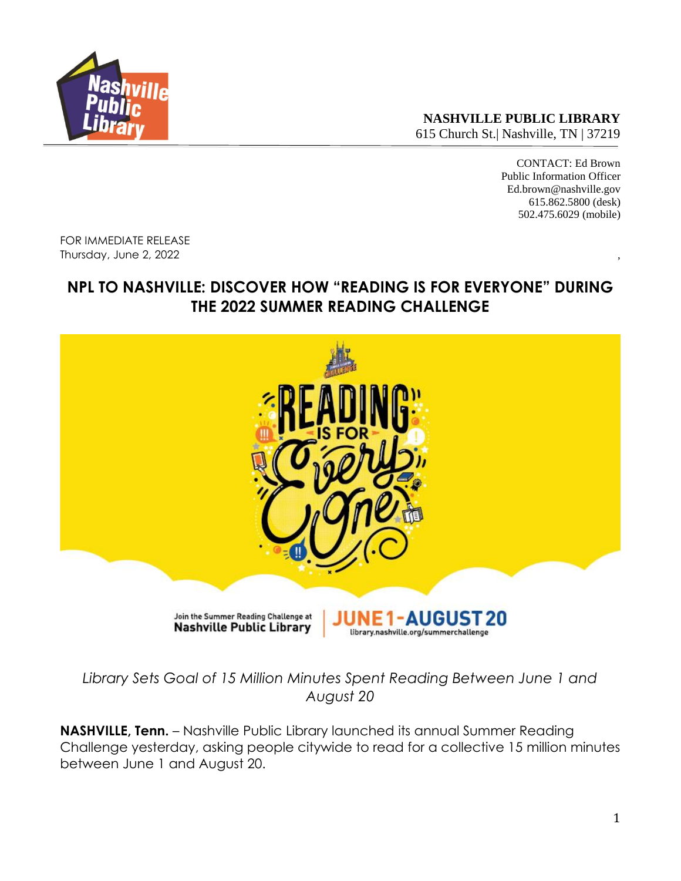**NASHVILLE PUBLIC LIBRARY**
615 Church St.| Nashville, TN | 37219

CONTACT: Ed Brown
Public Information Officer
Ed.brown@nashville.gov
615.862.5800 (desk)
502.475.6029 (mobile)

FOR IMMEDIATE RELEASE
Thursday, June 2, 2022

# NPL TO NASHVILLE: DISCOVER HOW "READING IS FOR EVERYONE" DURING THE 2022 SUMMER READING CHALLENGE

*Library Sets Goal of 15 Million Minutes Spent Reading Between June 1 and August 20*

**NASHVILLE, Tenn.** – Nashville Public Library launched its annual Summer Reading Challenge yesterday, asking people citywide to read for a collective 15 million minutes between June 1 and August 20.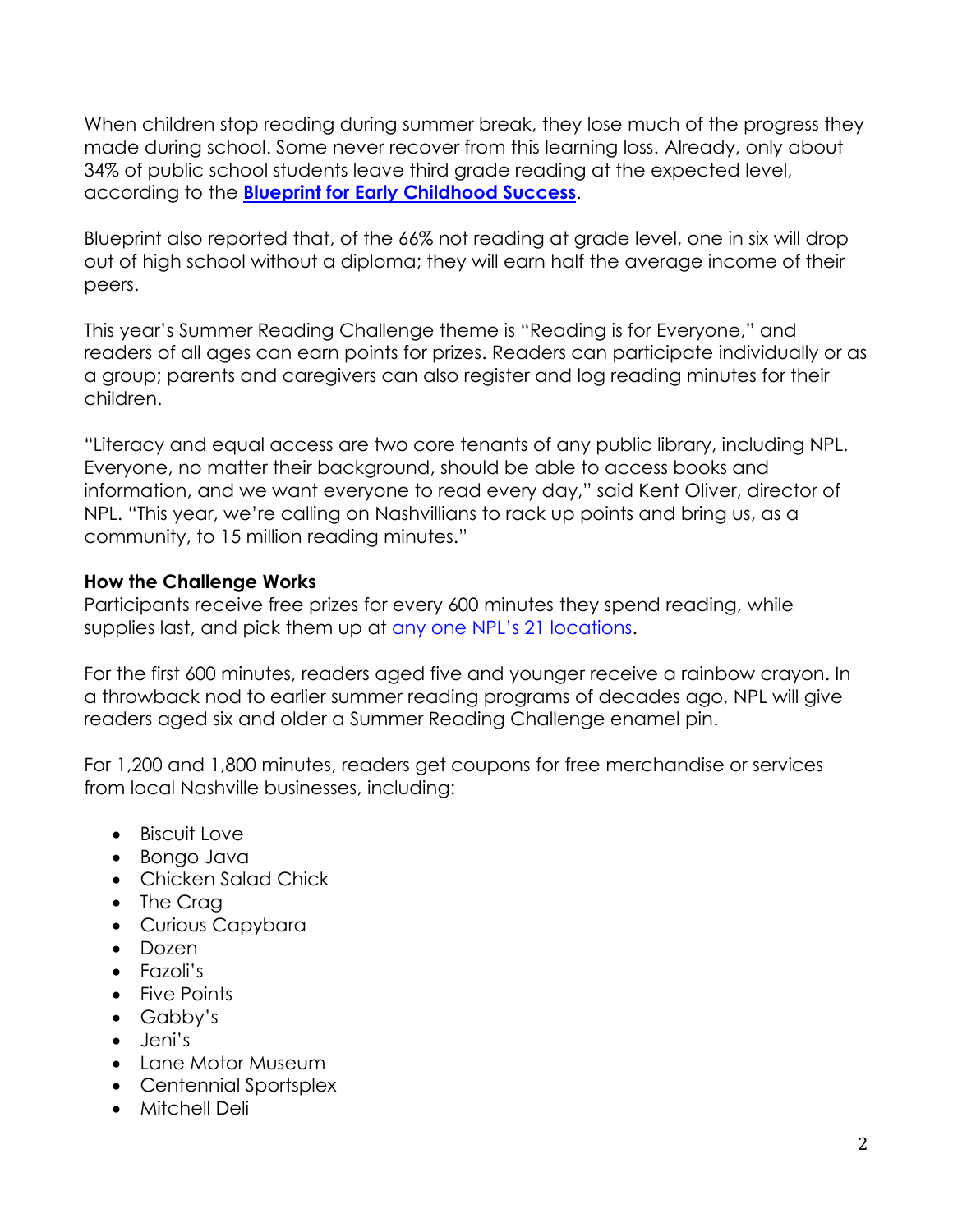When children stop reading during summer break, they lose much of the progress they made during school. Some never recover from this learning loss. Already, only about 34% of public school students leave third grade reading at the expected level, according to the **[Blueprint for Early Childhood Success](#)**.

Blueprint also reported that, of the 66% not reading at grade level, one in six will drop out of high school without a diploma; they will earn half the average income of their peers.

This year's Summer Reading Challenge theme is "Reading is for Everyone," and readers of all ages can earn points for prizes. Readers can participate individually or as a group; parents and caregivers can also register and log reading minutes for their children.

"Literacy and equal access are two core tenants of any public library, including NPL. Everyone, no matter their background, should be able to access books and information, and we want everyone to read every day," said Kent Oliver, director of NPL. "This year, we're calling on Nashvillians to rack up points and bring us, as a community, to 15 million reading minutes."

**How the Challenge Works**

Participants receive free prizes for every 600 minutes they spend reading, while supplies last, and pick them up at [any one NPL's 21 locations](#).

For the first 600 minutes, readers aged five and younger receive a rainbow crayon. In a throwback nod to earlier summer reading programs of decades ago, NPL will give readers aged six and older a Summer Reading Challenge enamel pin.

For 1,200 and 1,800 minutes, readers get coupons for free merchandise or services from local Nashville businesses, including:

- Biscuit Love
- Bongo Java
- Chicken Salad Chick
- The Crag
- Curious Capybara
- Dozen
- Fazoli's
- Five Points
- Gabby's
- Jeni's
- Lane Motor Museum
- Centennial Sportsplex
- Mitchell Deli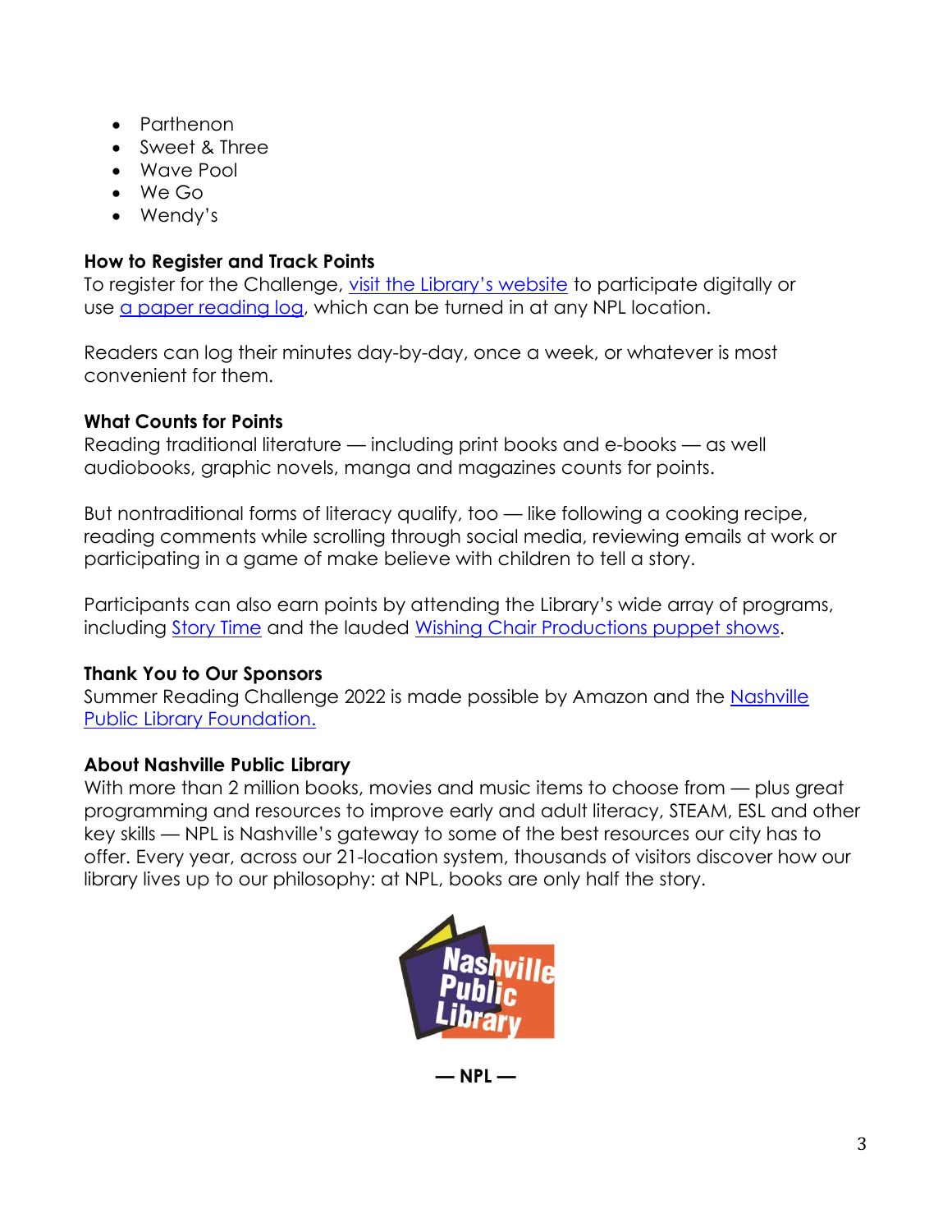- Parthenon
- Sweet & Three
- Wave Pool
- We Go
- Wendy's

**How to Register and Track Points**

To register for the Challenge, [visit the Library's website]() to participate digitally or use [a paper reading log](), which can be turned in at any NPL location.

Readers can log their minutes day-by-day, once a week, or whatever is most convenient for them.

**What Counts for Points**

Reading traditional literature — including print books and e-books — as well audiobooks, graphic novels, manga and magazines counts for points.

But nontraditional forms of literacy qualify, too — like following a cooking recipe, reading comments while scrolling through social media, reviewing emails at work or participating in a game of make believe with children to tell a story.

Participants can also earn points by attending the Library's wide array of programs, including [Story Time]() and the lauded [Wishing Chair Productions puppet shows]().

**Thank You to Our Sponsors**

Summer Reading Challenge 2022 is made possible by Amazon and the [Nashville Public Library Foundation.]()

**About Nashville Public Library**

With more than 2 million books, movies and music items to choose from — plus great programming and resources to improve early and adult literacy, STEAM, ESL and other key skills — NPL is Nashville's gateway to some of the best resources our city has to offer. Every year, across our 21-location system, thousands of visitors discover how our library lives up to our philosophy: at NPL, books are only half the story.

Nashville Public Library

**— NPL —**